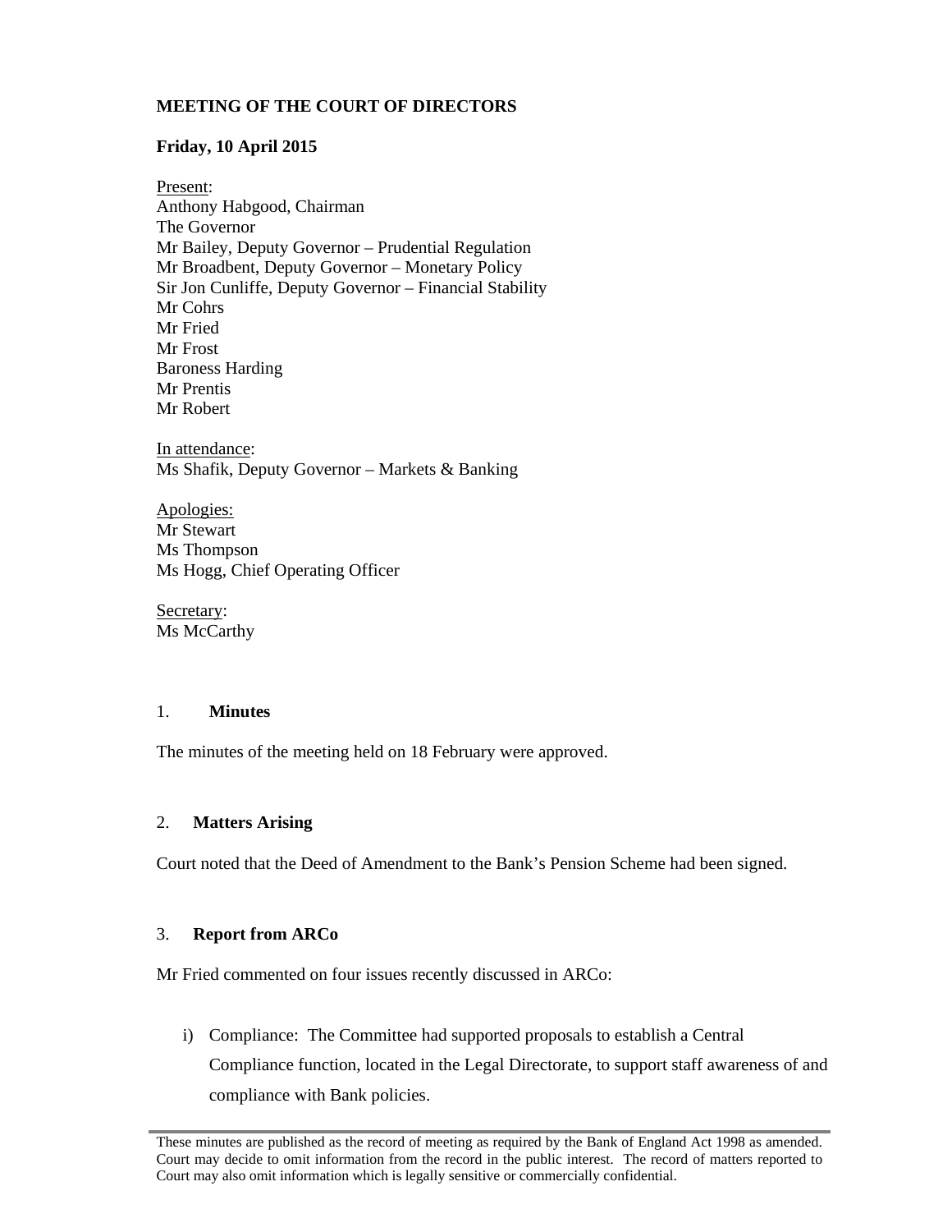**MEETING OF THE COURT OF DIRECTORS**

**Friday, 10 April 2015**

Present:
Anthony Habgood, Chairman
The Governor
Mr Bailey, Deputy Governor – Prudential Regulation
Mr Broadbent, Deputy Governor – Monetary Policy
Sir Jon Cunliffe, Deputy Governor – Financial Stability
Mr Cohrs
Mr Fried
Mr Frost
Baroness Harding
Mr Prentis
Mr Robert

In attendance:
Ms Shafik, Deputy Governor – Markets & Banking

Apologies:
Mr Stewart
Ms Thompson
Ms Hogg, Chief Operating Officer

Secretary:
Ms McCarthy

1. **Minutes**

The minutes of the meeting held on 18 February were approved.

2. **Matters Arising**

Court noted that the Deed of Amendment to the Bank's Pension Scheme had been signed.

3. **Report from ARCo**

Mr Fried commented on four issues recently discussed in ARCo:

i) Compliance: The Committee had supported proposals to establish a Central Compliance function, located in the Legal Directorate, to support staff awareness of and compliance with Bank policies.

These minutes are published as the record of meeting as required by the Bank of England Act 1998 as amended. Court may decide to omit information from the record in the public interest. The record of matters reported to Court may also omit information which is legally sensitive or commercially confidential.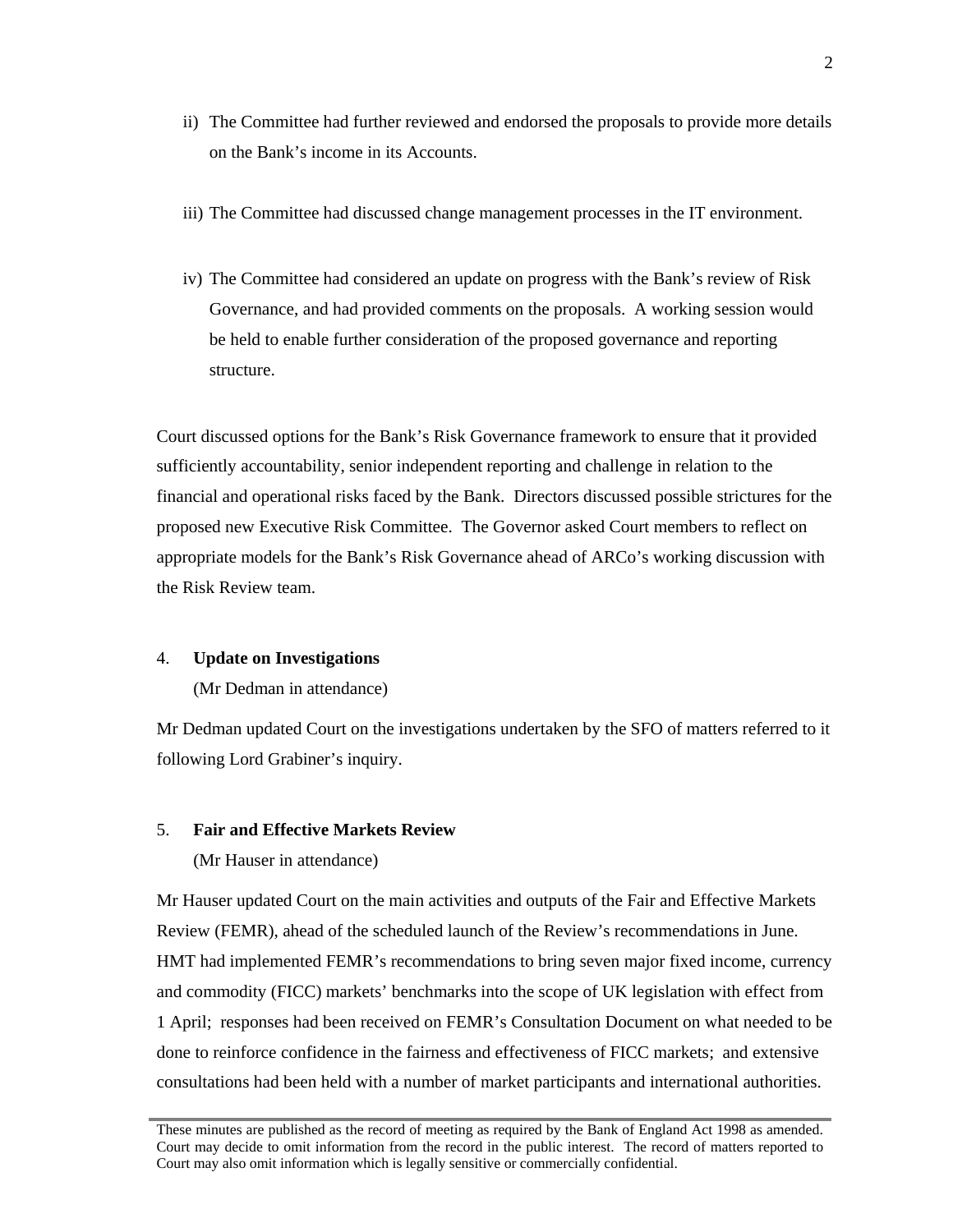ii) The Committee had further reviewed and endorsed the proposals to provide more details on the Bank's income in its Accounts.

iii) The Committee had discussed change management processes in the IT environment.

iv) The Committee had considered an update on progress with the Bank's review of Risk Governance, and had provided comments on the proposals. A working session would be held to enable further consideration of the proposed governance and reporting structure.

Court discussed options for the Bank's Risk Governance framework to ensure that it provided sufficiently accountability, senior independent reporting and challenge in relation to the financial and operational risks faced by the Bank. Directors discussed possible strictures for the proposed new Executive Risk Committee. The Governor asked Court members to reflect on appropriate models for the Bank's Risk Governance ahead of ARCo's working discussion with the Risk Review team.

4. **Update on Investigations**

(Mr Dedman in attendance)

Mr Dedman updated Court on the investigations undertaken by the SFO of matters referred to it following Lord Grabiner's inquiry.

5. **Fair and Effective Markets Review**

(Mr Hauser in attendance)

Mr Hauser updated Court on the main activities and outputs of the Fair and Effective Markets Review (FEMR), ahead of the scheduled launch of the Review's recommendations in June. HMT had implemented FEMR's recommendations to bring seven major fixed income, currency and commodity (FICC) markets' benchmarks into the scope of UK legislation with effect from 1 April; responses had been received on FEMR's Consultation Document on what needed to be done to reinforce confidence in the fairness and effectiveness of FICC markets; and extensive consultations had been held with a number of market participants and international authorities.

These minutes are published as the record of meeting as required by the Bank of England Act 1998 as amended. Court may decide to omit information from the record in the public interest. The record of matters reported to Court may also omit information which is legally sensitive or commercially confidential.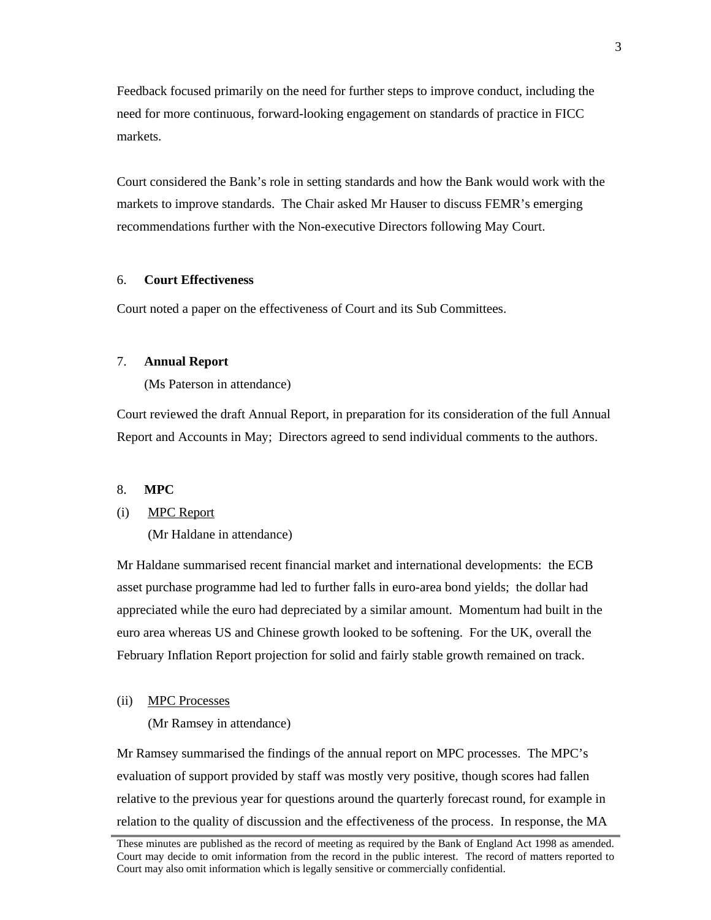Feedback focused primarily on the need for further steps to improve conduct, including the need for more continuous, forward-looking engagement on standards of practice in FICC markets.

Court considered the Bank's role in setting standards and how the Bank would work with the markets to improve standards. The Chair asked Mr Hauser to discuss FEMR's emerging recommendations further with the Non-executive Directors following May Court.

## 6. **Court Effectiveness**

Court noted a paper on the effectiveness of Court and its Sub Committees.

## 7. **Annual Report**

(Ms Paterson in attendance)

Court reviewed the draft Annual Report, in preparation for its consideration of the full Annual Report and Accounts in May; Directors agreed to send individual comments to the authors.

## 8. **MPC**

### (i) MPC Report

(Mr Haldane in attendance)

Mr Haldane summarised recent financial market and international developments: the ECB asset purchase programme had led to further falls in euro-area bond yields; the dollar had appreciated while the euro had depreciated by a similar amount. Momentum had built in the euro area whereas US and Chinese growth looked to be softening. For the UK, overall the February Inflation Report projection for solid and fairly stable growth remained on track.

### (ii) MPC Processes

(Mr Ramsey in attendance)

Mr Ramsey summarised the findings of the annual report on MPC processes. The MPC's evaluation of support provided by staff was mostly very positive, though scores had fallen relative to the previous year for questions around the quarterly forecast round, for example in relation to the quality of discussion and the effectiveness of the process. In response, the MA

These minutes are published as the record of meeting as required by the Bank of England Act 1998 as amended. Court may decide to omit information from the record in the public interest. The record of matters reported to Court may also omit information which is legally sensitive or commercially confidential.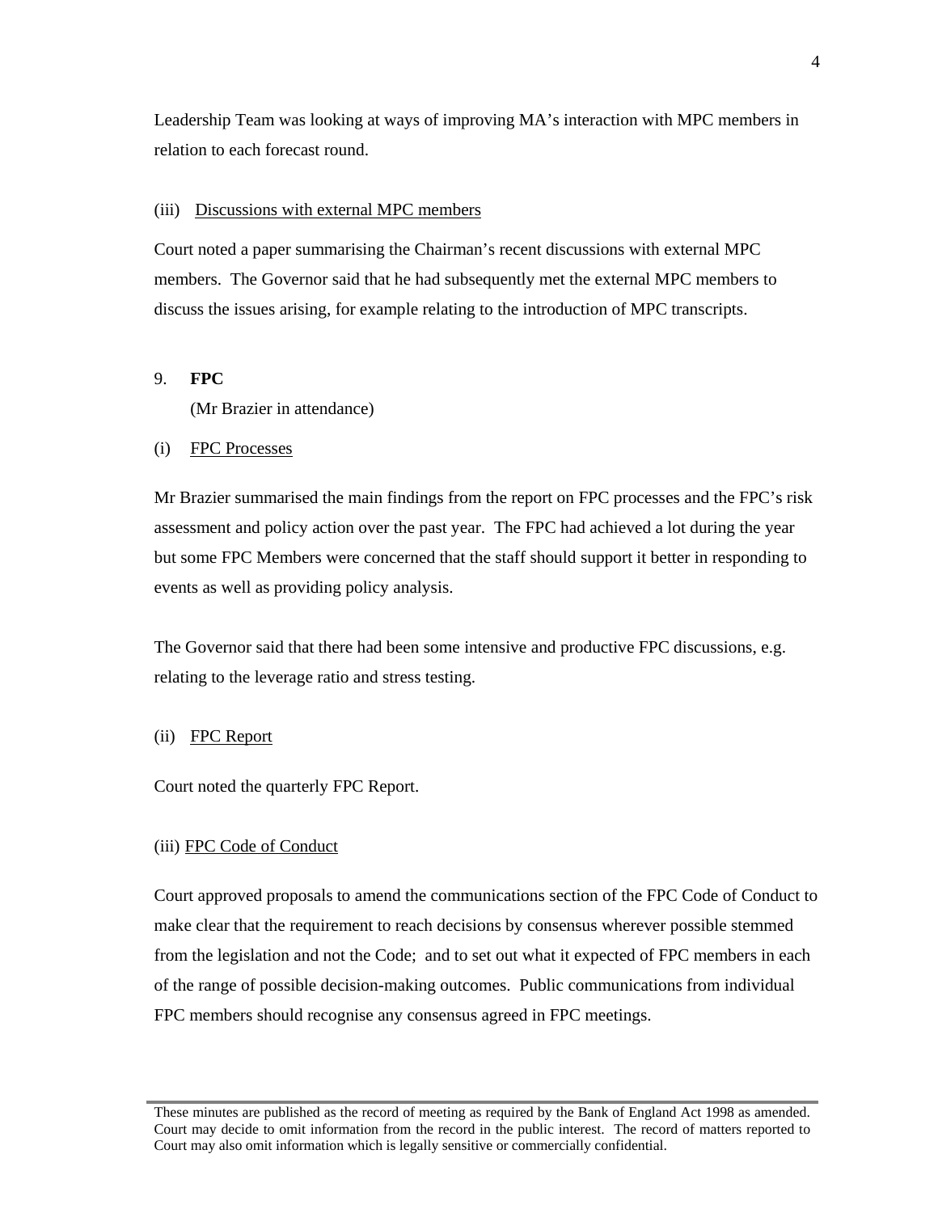Leadership Team was looking at ways of improving MA's interaction with MPC members in relation to each forecast round.

(iii) Discussions with external MPC members

Court noted a paper summarising the Chairman's recent discussions with external MPC members. The Governor said that he had subsequently met the external MPC members to discuss the issues arising, for example relating to the introduction of MPC transcripts.

9. **FPC**

(Mr Brazier in attendance)

(i) FPC Processes

Mr Brazier summarised the main findings from the report on FPC processes and the FPC's risk assessment and policy action over the past year. The FPC had achieved a lot during the year but some FPC Members were concerned that the staff should support it better in responding to events as well as providing policy analysis.

The Governor said that there had been some intensive and productive FPC discussions, e.g. relating to the leverage ratio and stress testing.

(ii) FPC Report

Court noted the quarterly FPC Report.

(iii) FPC Code of Conduct

Court approved proposals to amend the communications section of the FPC Code of Conduct to make clear that the requirement to reach decisions by consensus wherever possible stemmed from the legislation and not the Code; and to set out what it expected of FPC members in each of the range of possible decision-making outcomes. Public communications from individual FPC members should recognise any consensus agreed in FPC meetings.

These minutes are published as the record of meeting as required by the Bank of England Act 1998 as amended. Court may decide to omit information from the record in the public interest. The record of matters reported to Court may also omit information which is legally sensitive or commercially confidential.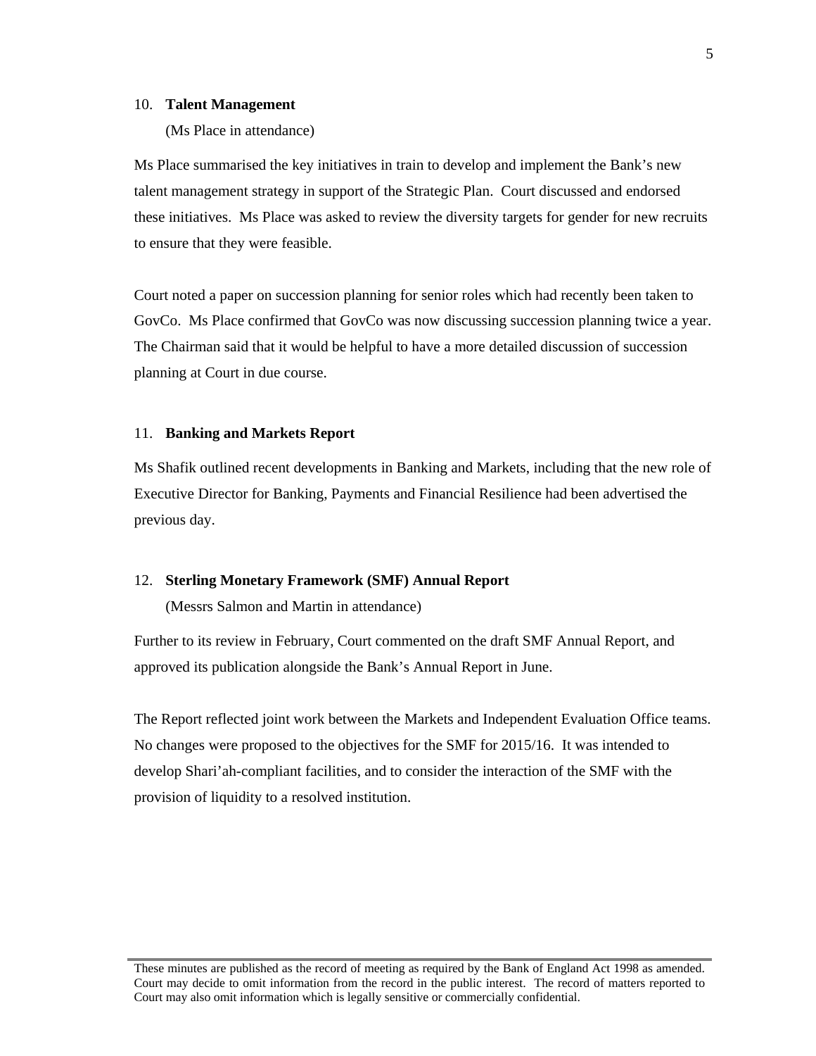10. **Talent Management**

(Ms Place in attendance)

Ms Place summarised the key initiatives in train to develop and implement the Bank's new talent management strategy in support of the Strategic Plan. Court discussed and endorsed these initiatives. Ms Place was asked to review the diversity targets for gender for new recruits to ensure that they were feasible.

Court noted a paper on succession planning for senior roles which had recently been taken to GovCo. Ms Place confirmed that GovCo was now discussing succession planning twice a year. The Chairman said that it would be helpful to have a more detailed discussion of succession planning at Court in due course.

11. **Banking and Markets Report**

Ms Shafik outlined recent developments in Banking and Markets, including that the new role of Executive Director for Banking, Payments and Financial Resilience had been advertised the previous day.

12. **Sterling Monetary Framework (SMF) Annual Report**

(Messrs Salmon and Martin in attendance)

Further to its review in February, Court commented on the draft SMF Annual Report, and approved its publication alongside the Bank's Annual Report in June.

The Report reflected joint work between the Markets and Independent Evaluation Office teams. No changes were proposed to the objectives for the SMF for 2015/16. It was intended to develop Shari'ah-compliant facilities, and to consider the interaction of the SMF with the provision of liquidity to a resolved institution.

These minutes are published as the record of meeting as required by the Bank of England Act 1998 as amended. Court may decide to omit information from the record in the public interest. The record of matters reported to Court may also omit information which is legally sensitive or commercially confidential.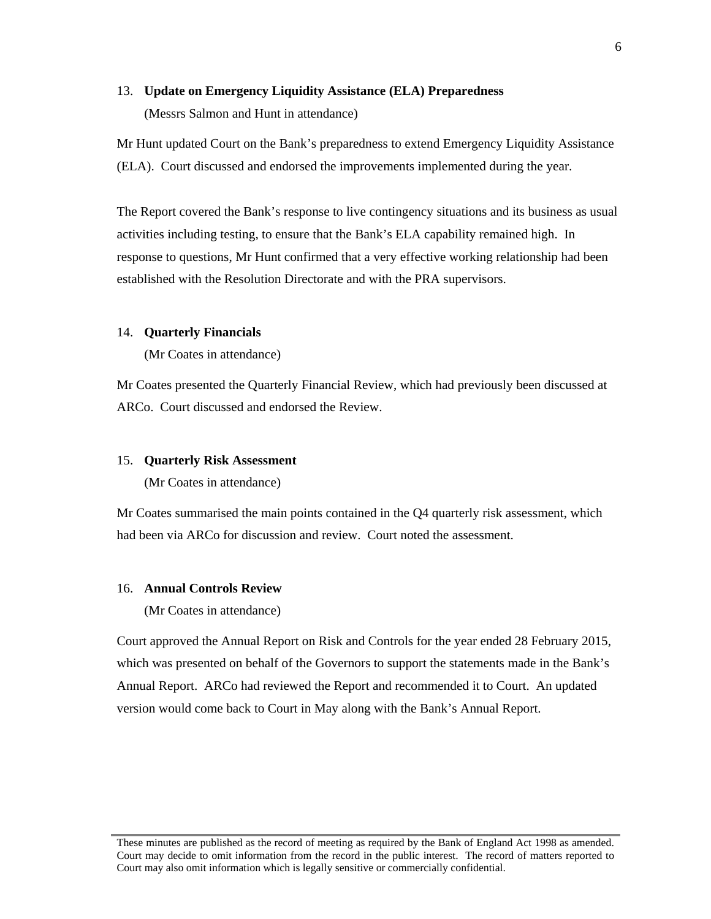### 13. **Update on Emergency Liquidity Assistance (ELA) Preparedness**

(Messrs Salmon and Hunt in attendance)

Mr Hunt updated Court on the Bank's preparedness to extend Emergency Liquidity Assistance (ELA). Court discussed and endorsed the improvements implemented during the year.

The Report covered the Bank's response to live contingency situations and its business as usual activities including testing, to ensure that the Bank's ELA capability remained high. In response to questions, Mr Hunt confirmed that a very effective working relationship had been established with the Resolution Directorate and with the PRA supervisors.

### 14. **Quarterly Financials**

(Mr Coates in attendance)

Mr Coates presented the Quarterly Financial Review, which had previously been discussed at ARCo. Court discussed and endorsed the Review.

### 15. **Quarterly Risk Assessment**

(Mr Coates in attendance)

Mr Coates summarised the main points contained in the Q4 quarterly risk assessment, which had been via ARCo for discussion and review. Court noted the assessment.

### 16. **Annual Controls Review**

(Mr Coates in attendance)

Court approved the Annual Report on Risk and Controls for the year ended 28 February 2015, which was presented on behalf of the Governors to support the statements made in the Bank's Annual Report. ARCo had reviewed the Report and recommended it to Court. An updated version would come back to Court in May along with the Bank's Annual Report.

These minutes are published as the record of meeting as required by the Bank of England Act 1998 as amended. Court may decide to omit information from the record in the public interest. The record of matters reported to Court may also omit information which is legally sensitive or commercially confidential.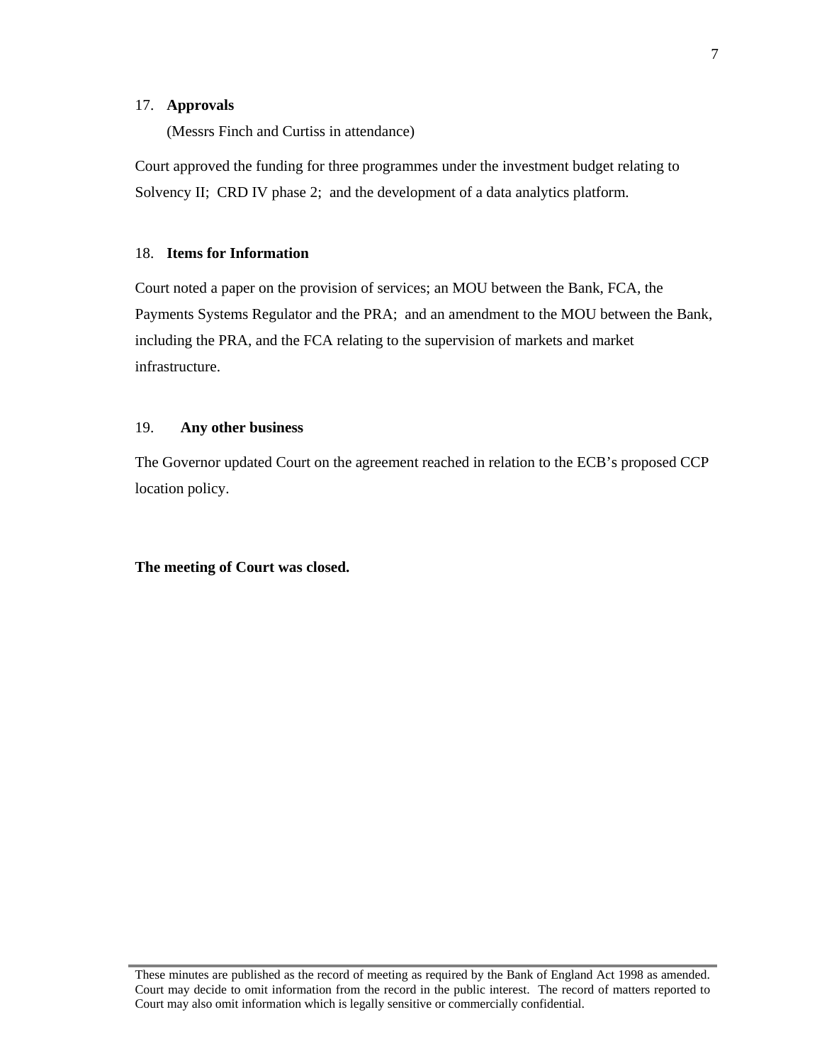17. **Approvals**

(Messrs Finch and Curtiss in attendance)

Court approved the funding for three programmes under the investment budget relating to Solvency II; CRD IV phase 2; and the development of a data analytics platform.

18. **Items for Information**

Court noted a paper on the provision of services; an MOU between the Bank, FCA, the Payments Systems Regulator and the PRA; and an amendment to the MOU between the Bank, including the PRA, and the FCA relating to the supervision of markets and market infrastructure.

19. **Any other business**

The Governor updated Court on the agreement reached in relation to the ECB's proposed CCP location policy.

**The meeting of Court was closed.**

These minutes are published as the record of meeting as required by the Bank of England Act 1998 as amended. Court may decide to omit information from the record in the public interest. The record of matters reported to Court may also omit information which is legally sensitive or commercially confidential.